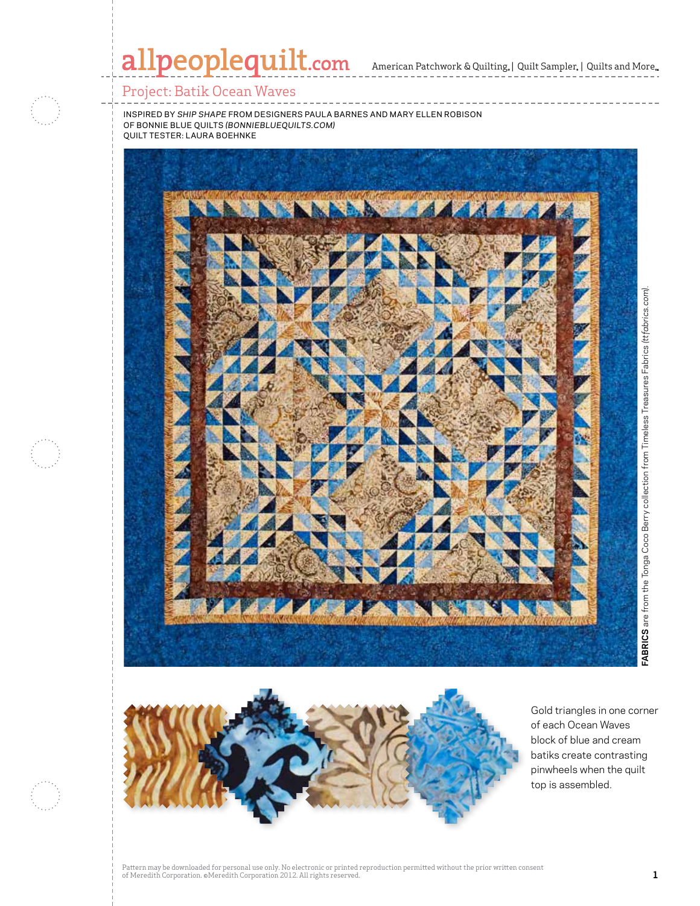# Project: Batik Ocean Waves

INSPIRED BY *SHIP SHAPE* FROM DESIGNERS PAULA BARNES AND MARY ELLEN ROBISON OF BONNIE BLUE QUILTS *(BONNIEBLUEQUILTS.COM)*
QUILT TESTER: LAURA BOEHNKE

**FABRICS** are from the Tonga Coco Berry collection from Timeless Treasures Fabrics *(ttfabrics.com)*.

Gold triangles in one corner of each Ocean Waves block of blue and cream batiks create contrasting pinwheels when the quilt top is assembled.

Pattern may be downloaded for personal use only. No electronic or printed reproduction permitted without the prior written consent of Meredith Corporation. ©Meredith Corporation 2012. All rights reserved.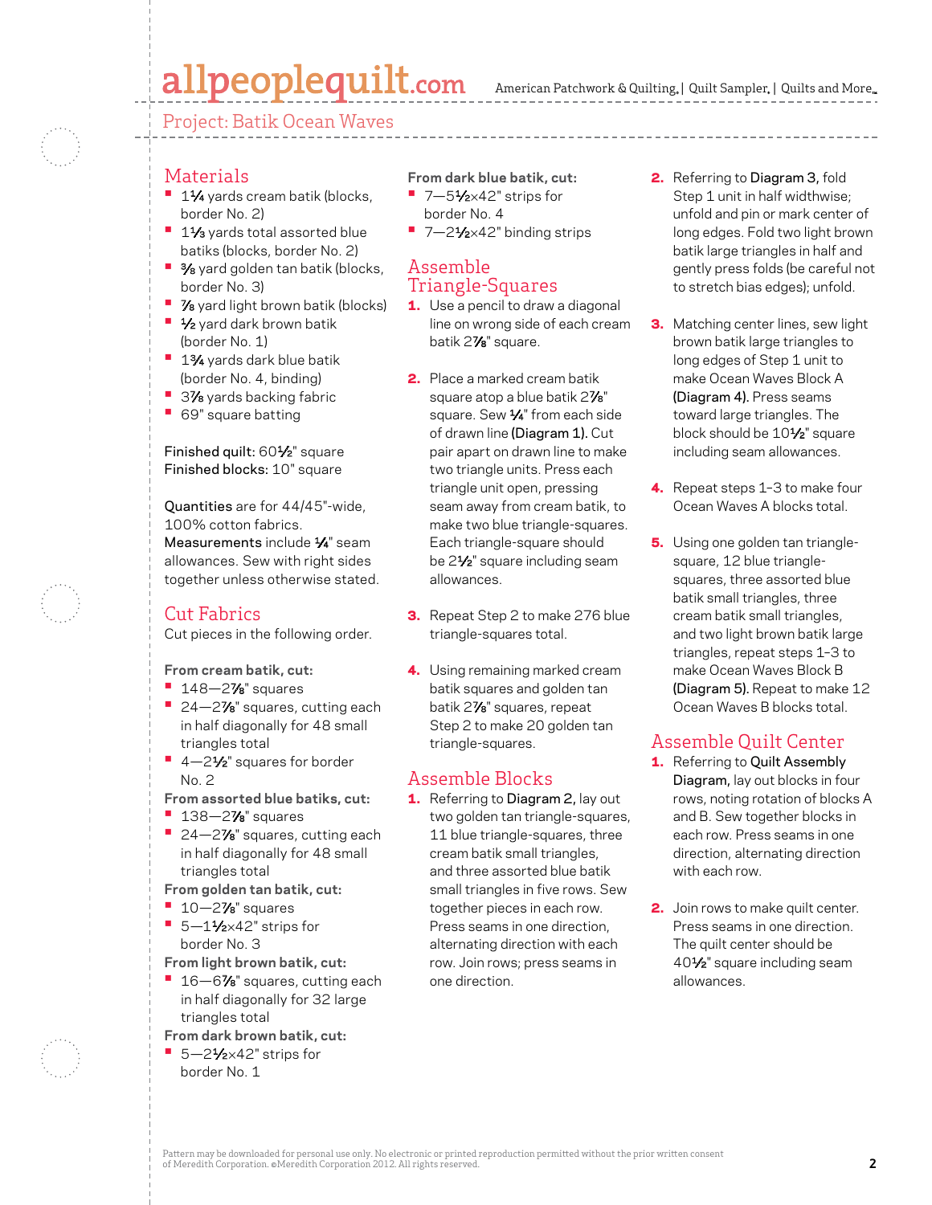Project: Batik Ocean Waves

## Materials

- 1¼ yards cream batik (blocks, border No. 2)
- 1⅓ yards total assorted blue batiks (blocks, border No. 2)
- ⅜ yard golden tan batik (blocks, border No. 3)
- ⅞ yard light brown batik (blocks)
- ½ yard dark brown batik (border No. 1)
- 1¾ yards dark blue batik (border No. 4, binding)
- 3⅞ yards backing fabric
- 69" square batting

**Finished quilt:** 60½" square
**Finished blocks:** 10" square

**Quantities** are for 44/45"-wide, 100% cotton fabrics.
**Measurements** include ¼" seam allowances. Sew with right sides together unless otherwise stated.

## Cut Fabrics

Cut pieces in the following order.

**From cream batik, cut:**

- 148—2⅞" squares
- 24—2⅞" squares, cutting each in half diagonally for 48 small triangles total
- 4—2½" squares for border No. 2

**From assorted blue batiks, cut:**

- 138—2⅞" squares
- 24—2⅞" squares, cutting each in half diagonally for 48 small triangles total

**From golden tan batik, cut:**

- 10—2⅞" squares
- 5—1½×42" strips for border No. 3

**From light brown batik, cut:**

- 16—6⅞" squares, cutting each in half diagonally for 32 large triangles total

**From dark brown batik, cut:**

- 5—2½×42" strips for border No. 1

**From dark blue batik, cut:**

- 7—5½×42" strips for border No. 4
- 7—2½×42" binding strips

## Assemble Triangle-Squares

1. Use a pencil to draw a diagonal line on wrong side of each cream batik 2⅞" square.
2. Place a marked cream batik square atop a blue batik 2⅞" square. Sew ¼" from each side of drawn line **(Diagram 1)**. Cut pair apart on drawn line to make two triangle units. Press each triangle unit open, pressing seam away from cream batik, to make two blue triangle-squares. Each triangle-square should be 2½" square including seam allowances.
3. Repeat Step 2 to make 276 blue triangle-squares total.
4. Using remaining marked cream batik squares and golden tan batik 2⅞" squares, repeat Step 2 to make 20 golden tan triangle-squares.

## Assemble Blocks

1. Referring to **Diagram 2**, lay out two golden tan triangle-squares, 11 blue triangle-squares, three cream batik small triangles, and three assorted blue batik small triangles in five rows. Sew together pieces in each row. Press seams in one direction, alternating direction with each row. Join rows; press seams in one direction.
2. Referring to **Diagram 3**, fold Step 1 unit in half widthwise; unfold and pin or mark center of long edges. Fold two light brown batik large triangles in half and gently press folds (be careful not to stretch bias edges); unfold.
3. Matching center lines, sew light brown batik large triangles to long edges of Step 1 unit to make Ocean Waves Block A **(Diagram 4)**. Press seams toward large triangles. The block should be 10½" square including seam allowances.
4. Repeat steps 1–3 to make four Ocean Waves A blocks total.
5. Using one golden tan triangle-square, 12 blue triangle-squares, three assorted blue batik small triangles, three cream batik small triangles, and two light brown batik large triangles, repeat steps 1–3 to make Ocean Waves Block B **(Diagram 5)**. Repeat to make 12 Ocean Waves B blocks total.

## Assemble Quilt Center

1. Referring to **Quilt Assembly Diagram**, lay out blocks in four rows, noting rotation of blocks A and B. Sew together blocks in each row. Press seams in one direction, alternating direction with each row.
2. Join rows to make quilt center. Press seams in one direction. The quilt center should be 40½" square including seam allowances.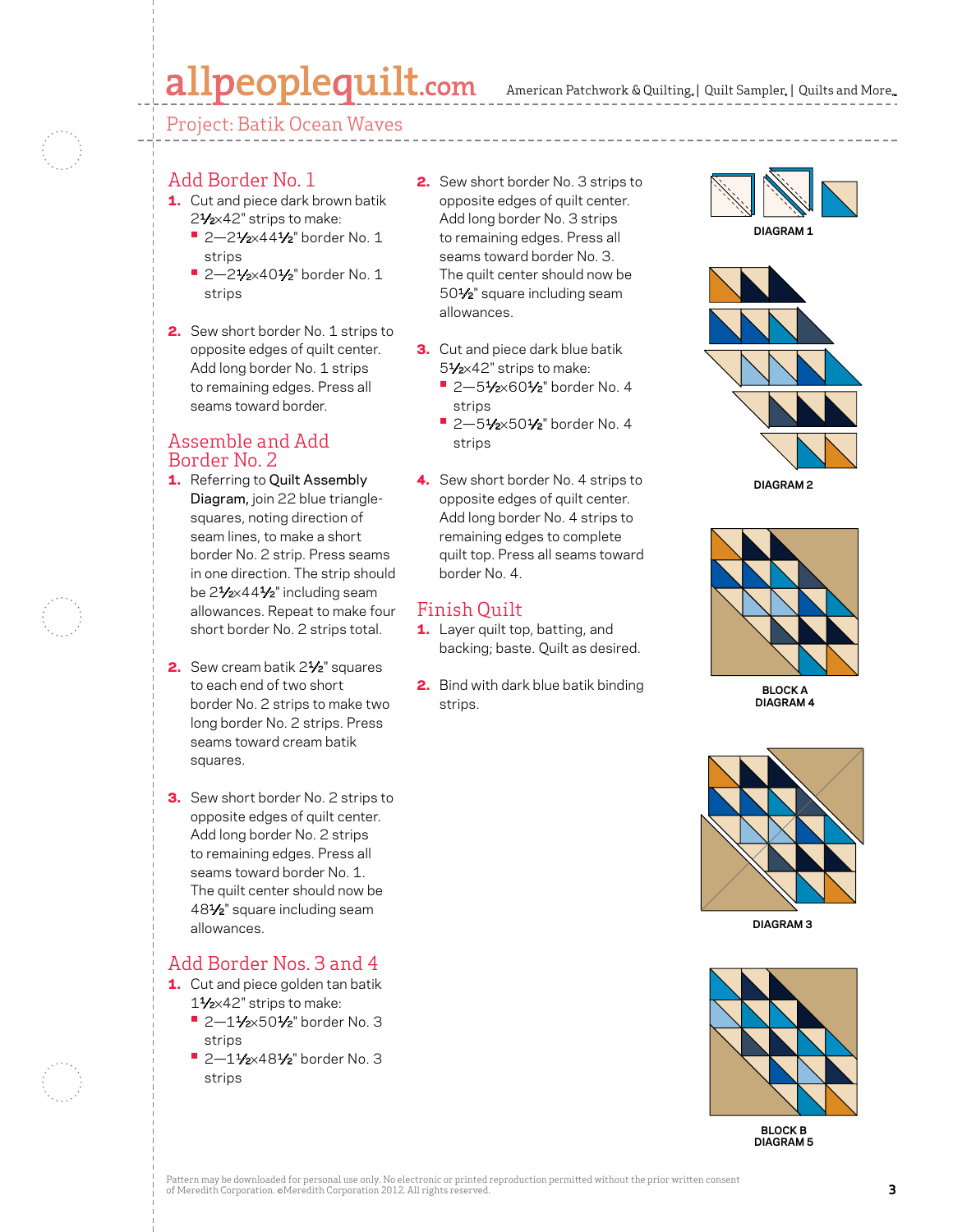## Project: Batik Ocean Waves

## Add Border No. 1

1. Cut and piece dark brown batik 2½x42" strips to make:
   - 2—2½x44½" border No. 1 strips
   - 2—2½x40½" border No. 1 strips

2. Sew short border No. 1 strips to opposite edges of quilt center. Add long border No. 1 strips to remaining edges. Press all seams toward border.

## Assemble and Add Border No. 2

1. Referring to **Quilt Assembly Diagram**, join 22 blue triangle-squares, noting direction of seam lines, to make a short border No. 2 strip. Press seams in one direction. The strip should be 2½x44½" including seam allowances. Repeat to make four short border No. 2 strips total.

2. Sew cream batik 2½" squares to each end of two short border No. 2 strips to make two long border No. 2 strips. Press seams toward cream batik squares.

3. Sew short border No. 2 strips to opposite edges of quilt center. Add long border No. 2 strips to remaining edges. Press all seams toward border No. 1. The quilt center should now be 48½" square including seam allowances.

## Add Border Nos. 3 and 4

1. Cut and piece golden tan batik 1½x42" strips to make:
   - 2—1½x50½" border No. 3 strips
   - 2—1½x48½" border No. 3 strips

2. Sew short border No. 3 strips to opposite edges of quilt center. Add long border No. 3 strips to remaining edges. Press all seams toward border No. 3. The quilt center should now be 50½" square including seam allowances.

3. Cut and piece dark blue batik 5½x42" strips to make:
   - 2—5½x60½" border No. 4 strips
   - 2—5½x50½" border No. 4 strips

4. Sew short border No. 4 strips to opposite edges of quilt center. Add long border No. 4 strips to remaining edges to complete quilt top. Press all seams toward border No. 4.

## Finish Quilt

1. Layer quilt top, batting, and backing; baste. Quilt as desired.

2. Bind with dark blue batik binding strips.

DIAGRAM 1

DIAGRAM 2

BLOCK A
DIAGRAM 4

DIAGRAM 3

BLOCK B
DIAGRAM 5

Pattern may be downloaded for personal use only. No electronic or printed reproduction permitted without the prior written consent of Meredith Corporation. ©Meredith Corporation 2012. All rights reserved.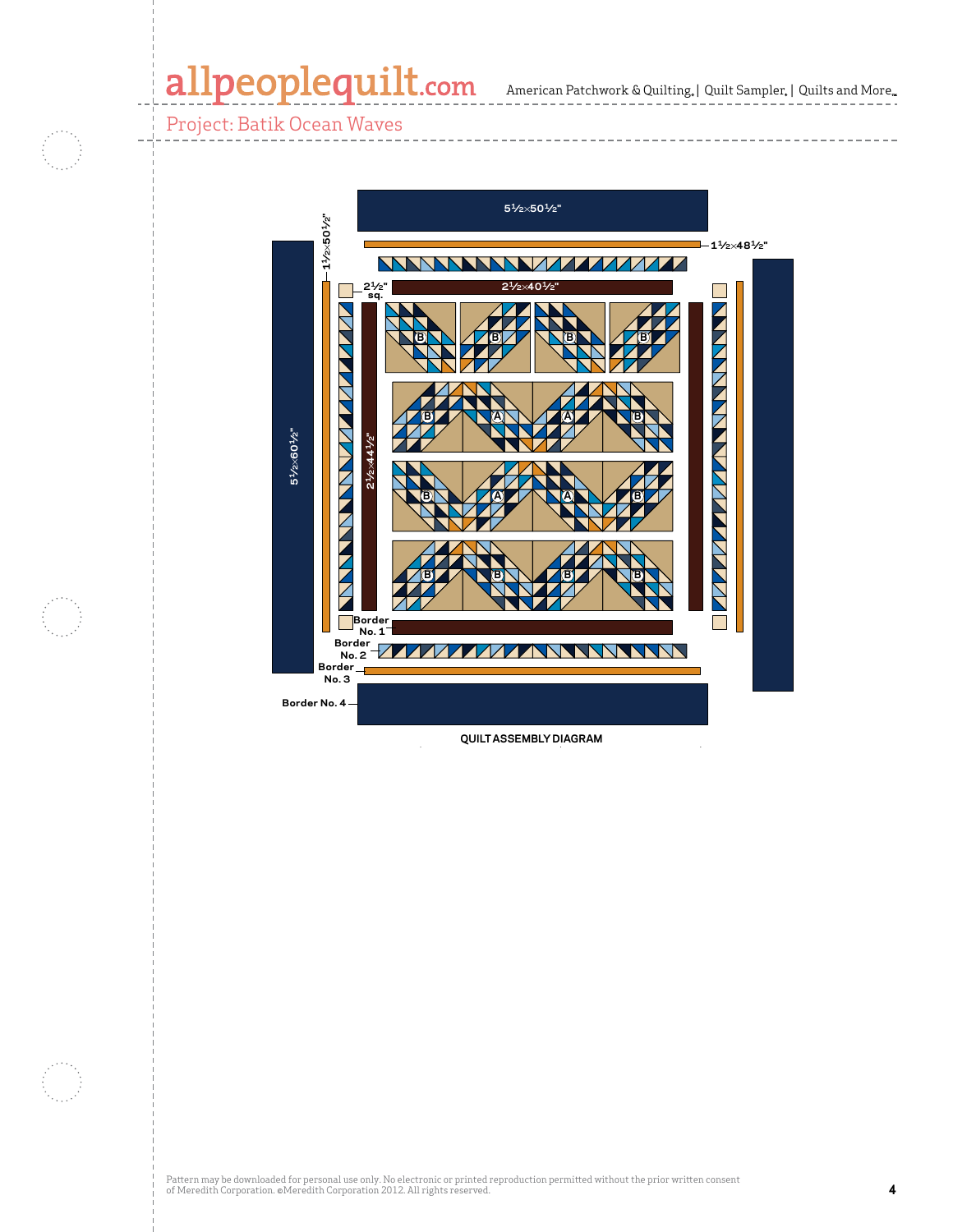Project: Batik Ocean Waves

5½×50½"

1½×50½"

1½×48½"

2½" sq.

2½×40½"

5½×60½"

2½×44½"

B

A

Border No. 1

Border No. 2

Border No. 3

Border No. 4

QUILT ASSEMBLY DIAGRAM

Pattern may be downloaded for personal use only. No electronic or printed reproduction permitted without the prior written consent of Meredith Corporation. ©Meredith Corporation 2012. All rights reserved.